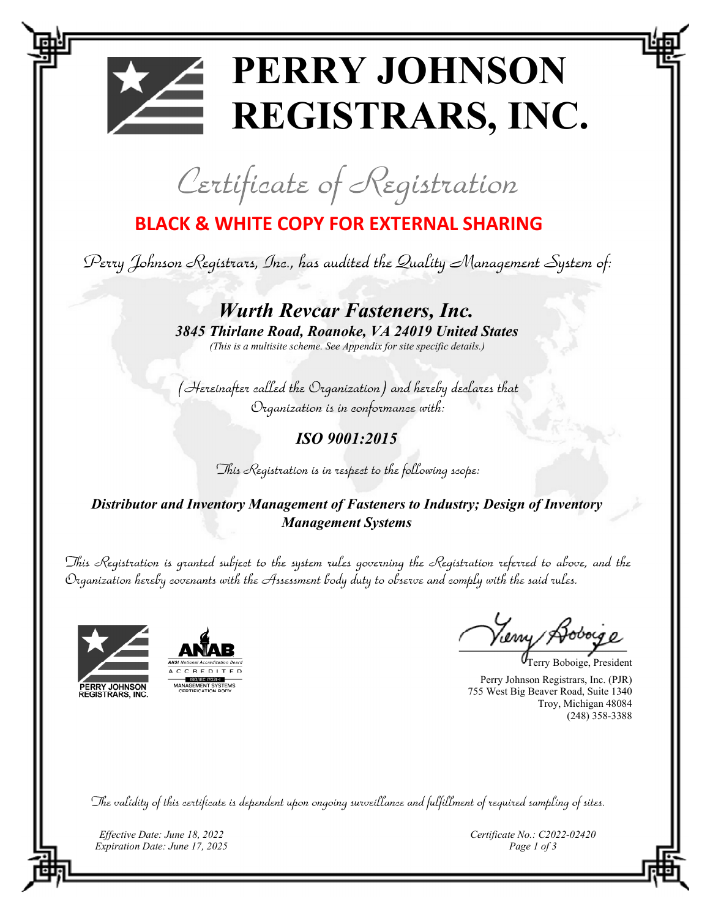# PERRY JOHNSON REGISTRARS, INC.

## Certificate of Registration

**BLACK & WHITE COPY FOR EXTERNAL SHARING**

Perry Johnson Registrars, Inc., has audited the Quality Management System of:

***Wurth Revcar Fasteners, Inc.***

***3845 Thirlane Road, Roanoke, VA 24019 United States***

*(This is a multisite scheme. See Appendix for site specific details.)*

(Hereinafter called the Organization) and hereby declares that Organization is in conformance with:

***ISO 9001:2015***

This Registration is in respect to the following scope:

***Distributor and Inventory Management of Fasteners to Industry; Design of Inventory Management Systems***

This Registration is granted subject to the system rules governing the Registration referred to above, and the Organization hereby covenants with the Assessment body duty to observe and comply with the said rules.

PERRY JOHNSON REGISTRARS, INC.

ANAB
ANSI National Accreditation Board
ACCREDITED
ISO/IEC 17021-1
MANAGEMENT SYSTEMS CERTIFICATION BODY

Terry Boboige, President

Perry Johnson Registrars, Inc. (PJR)
755 West Big Beaver Road, Suite 1340
Troy, Michigan 48084
(248) 358-3388

The validity of this certificate is dependent upon ongoing surveillance and fulfillment of required sampling of sites.

*Effective Date: June 18, 2022*
*Expiration Date: June 17, 2025*

*Certificate No.: C2022-02420*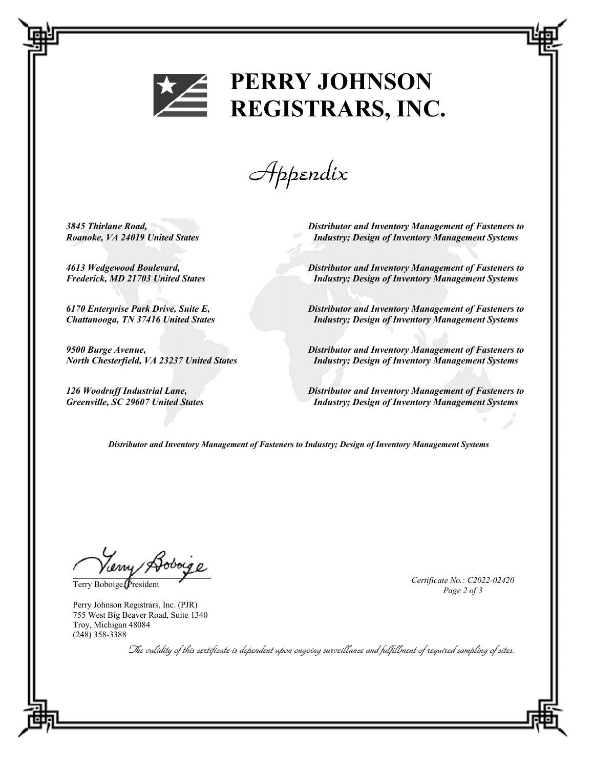# PERRY JOHNSON REGISTRARS, INC.

## *Appendix*

| | |
|---|---|
| ***3845 Thirlane Road, Roanoke, VA 24019 United States*** | ***Distributor and Inventory Management of Fasteners to Industry; Design of Inventory Management Systems*** |
| ***4613 Wedgewood Boulevard, Frederick, MD 21703 United States*** | ***Distributor and Inventory Management of Fasteners to Industry; Design of Inventory Management Systems*** |
| ***6170 Enterprise Park Drive, Suite E, Chattanooga, TN 37416 United States*** | ***Distributor and Inventory Management of Fasteners to Industry; Design of Inventory Management Systems*** |
| ***9500 Burge Avenue, North Chesterfield, VA 23237 United States*** | ***Distributor and Inventory Management of Fasteners to Industry; Design of Inventory Management Systems*** |
| ***126 Woodruff Industrial Lane, Greenville, SC 29607 United States*** | ***Distributor and Inventory Management of Fasteners to Industry; Design of Inventory Management Systems*** |

***Distributor and Inventory Management of Fasteners to Industry; Design of Inventory Management Systems***

Terry Boboige, President

*Certificate No.: C2022-02420*

Perry Johnson Registrars, Inc. (PJR)
755 West Big Beaver Road, Suite 1340
Troy, Michigan 48084
(248) 358-3388

*The validity of this certificate is dependent upon ongoing surveillance and fulfillment of required sampling of sites.*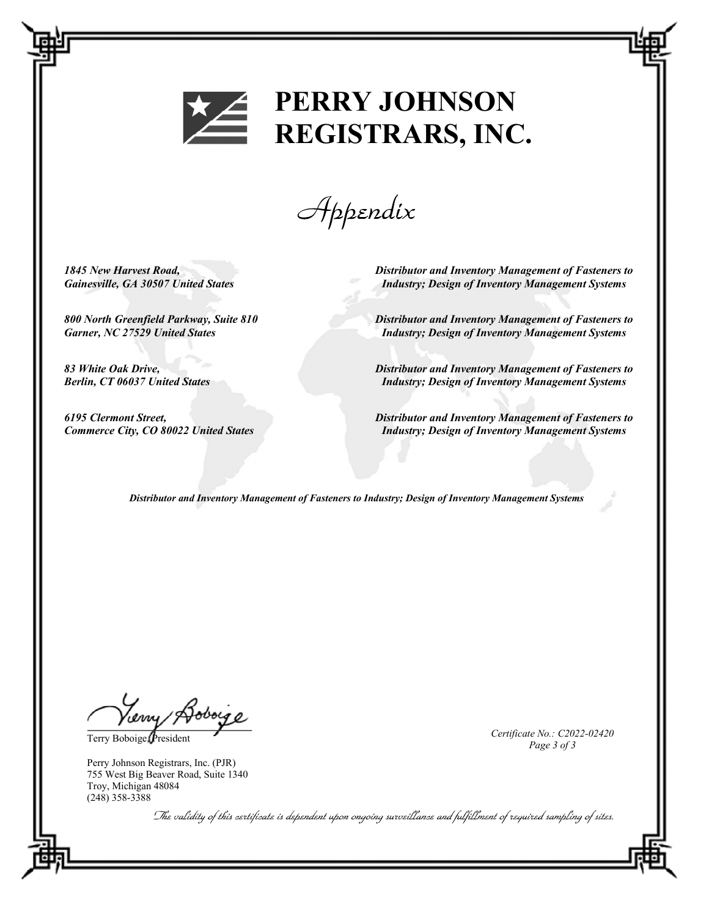# PERRY JOHNSON REGISTRARS, INC.

## *Appendix*

| | |
|---|---|
| ***1845 New Harvest Road, Gainesville, GA 30507 United States*** | ***Distributor and Inventory Management of Fasteners to Industry; Design of Inventory Management Systems*** |
| ***800 North Greenfield Parkway, Suite 810 Garner, NC 27529 United States*** | ***Distributor and Inventory Management of Fasteners to Industry; Design of Inventory Management Systems*** |
| ***83 White Oak Drive, Berlin, CT 06037 United States*** | ***Distributor and Inventory Management of Fasteners to Industry; Design of Inventory Management Systems*** |
| ***6195 Clermont Street, Commerce City, CO 80022 United States*** | ***Distributor and Inventory Management of Fasteners to Industry; Design of Inventory Management Systems*** |

***Distributor and Inventory Management of Fasteners to Industry; Design of Inventory Management Systems***

Terry Boboige, President

*Certificate No.: C2022-02420*

Perry Johnson Registrars, Inc. (PJR)
755 West Big Beaver Road, Suite 1340
Troy, Michigan 48084
(248) 358-3388

*The validity of this certificate is dependent upon ongoing surveillance and fulfillment of required sampling of sites.*